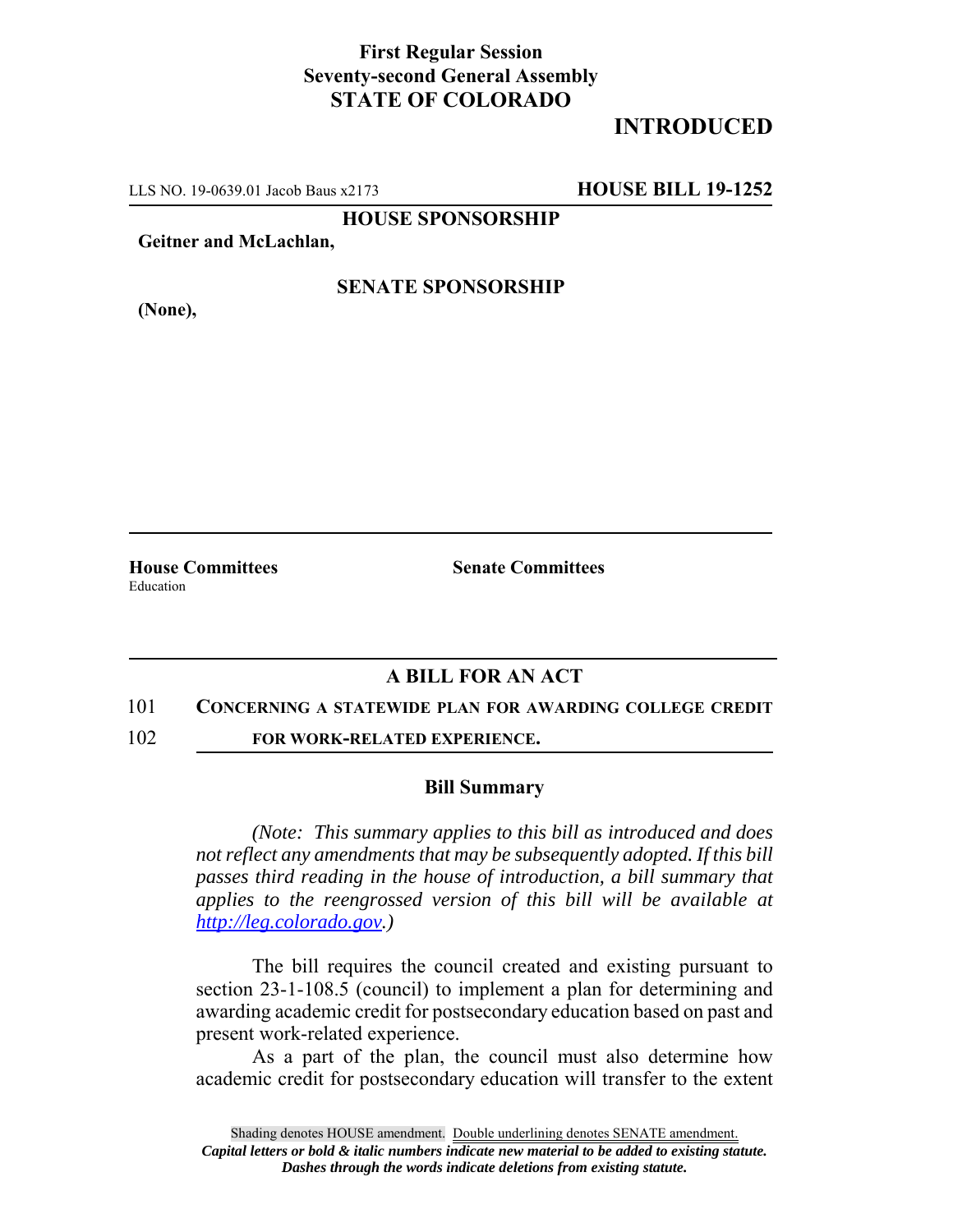**First Regular Session**
**Seventy-second General Assembly**
**STATE OF COLORADO**

# INTRODUCED

LLS NO. 19-0639.01 Jacob Baus x2173 **HOUSE BILL 19-1252**

**HOUSE SPONSORSHIP**

**Geitner and McLachlan,**

**SENATE SPONSORSHIP**

**(None),**

**House Committees**
Education

**Senate Committees**

## A BILL FOR AN ACT

101 **CONCERNING A STATEWIDE PLAN FOR AWARDING COLLEGE CREDIT**
102 **FOR WORK-RELATED EXPERIENCE.**

### Bill Summary

*(Note: This summary applies to this bill as introduced and does not reflect any amendments that may be subsequently adopted. If this bill passes third reading in the house of introduction, a bill summary that applies to the reengrossed version of this bill will be available at http://leg.colorado.gov.)*

The bill requires the council created and existing pursuant to section 23-1-108.5 (council) to implement a plan for determining and awarding academic credit for postsecondary education based on past and present work-related experience.

As a part of the plan, the council must also determine how academic credit for postsecondary education will transfer to the extent

Shading denotes HOUSE amendment. Double underlining denotes SENATE amendment.
*Capital letters or bold & italic numbers indicate new material to be added to existing statute.*
*Dashes through the words indicate deletions from existing statute.*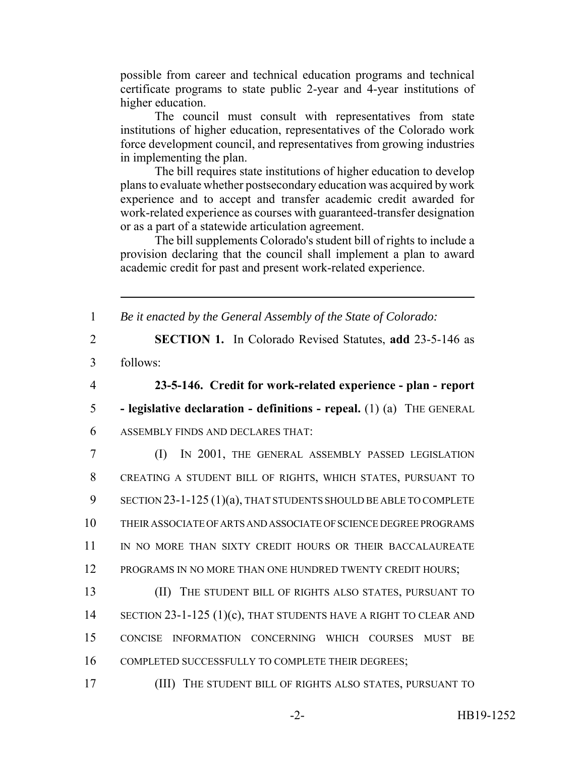possible from career and technical education programs and technical certificate programs to state public 2-year and 4-year institutions of higher education.

The council must consult with representatives from state institutions of higher education, representatives of the Colorado work force development council, and representatives from growing industries in implementing the plan.

The bill requires state institutions of higher education to develop plans to evaluate whether postsecondary education was acquired by work experience and to accept and transfer academic credit awarded for work-related experience as courses with guaranteed-transfer designation or as a part of a statewide articulation agreement.

The bill supplements Colorado's student bill of rights to include a provision declaring that the council shall implement a plan to award academic credit for past and present work-related experience.

---

1 *Be it enacted by the General Assembly of the State of Colorado:*

2 **SECTION 1.** In Colorado Revised Statutes, **add** 23-5-146 as
3 follows:

4 **23-5-146. Credit for work-related experience - plan - report**
5 **- legislative declaration - definitions - repeal.** (1) (a) THE GENERAL
6 ASSEMBLY FINDS AND DECLARES THAT:

7 (I) IN 2001, THE GENERAL ASSEMBLY PASSED LEGISLATION
8 CREATING A STUDENT BILL OF RIGHTS, WHICH STATES, PURSUANT TO
9 SECTION 23-1-125 (1)(a), THAT STUDENTS SHOULD BE ABLE TO COMPLETE
10 THEIR ASSOCIATE OF ARTS AND ASSOCIATE OF SCIENCE DEGREE PROGRAMS
11 IN NO MORE THAN SIXTY CREDIT HOURS OR THEIR BACCALAUREATE
12 PROGRAMS IN NO MORE THAN ONE HUNDRED TWENTY CREDIT HOURS;

13 (II) THE STUDENT BILL OF RIGHTS ALSO STATES, PURSUANT TO
14 SECTION 23-1-125 (1)(c), THAT STUDENTS HAVE A RIGHT TO CLEAR AND
15 CONCISE INFORMATION CONCERNING WHICH COURSES MUST BE
16 COMPLETED SUCCESSFULLY TO COMPLETE THEIR DEGREES;

17 (III) THE STUDENT BILL OF RIGHTS ALSO STATES, PURSUANT TO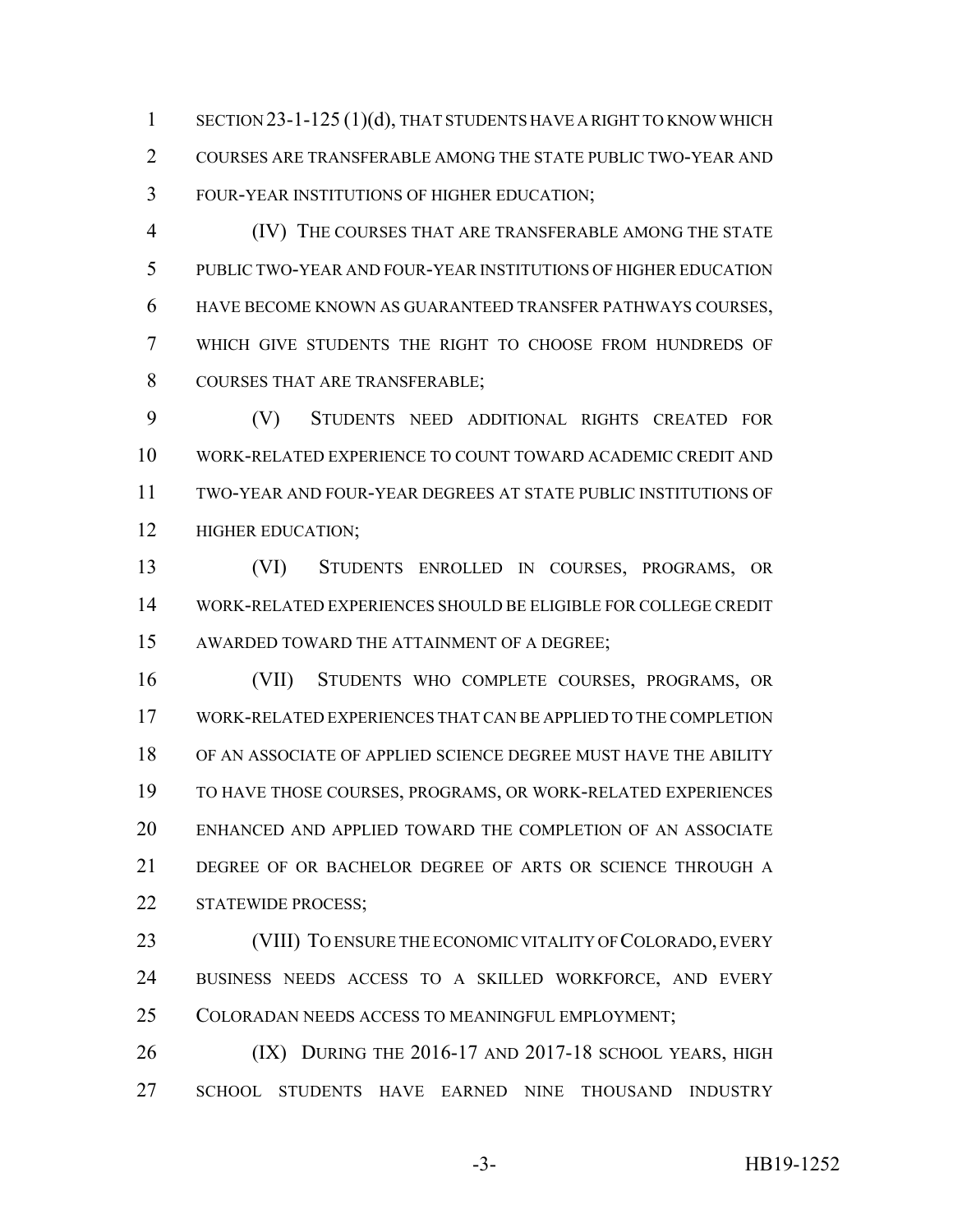SECTION 23-1-125 (1)(d), THAT STUDENTS HAVE A RIGHT TO KNOW WHICH COURSES ARE TRANSFERABLE AMONG THE STATE PUBLIC TWO-YEAR AND FOUR-YEAR INSTITUTIONS OF HIGHER EDUCATION;

(IV) THE COURSES THAT ARE TRANSFERABLE AMONG THE STATE PUBLIC TWO-YEAR AND FOUR-YEAR INSTITUTIONS OF HIGHER EDUCATION HAVE BECOME KNOWN AS GUARANTEED TRANSFER PATHWAYS COURSES, WHICH GIVE STUDENTS THE RIGHT TO CHOOSE FROM HUNDREDS OF COURSES THAT ARE TRANSFERABLE;

(V) STUDENTS NEED ADDITIONAL RIGHTS CREATED FOR WORK-RELATED EXPERIENCE TO COUNT TOWARD ACADEMIC CREDIT AND TWO-YEAR AND FOUR-YEAR DEGREES AT STATE PUBLIC INSTITUTIONS OF HIGHER EDUCATION;

(VI) STUDENTS ENROLLED IN COURSES, PROGRAMS, OR WORK-RELATED EXPERIENCES SHOULD BE ELIGIBLE FOR COLLEGE CREDIT AWARDED TOWARD THE ATTAINMENT OF A DEGREE;

(VII) STUDENTS WHO COMPLETE COURSES, PROGRAMS, OR WORK-RELATED EXPERIENCES THAT CAN BE APPLIED TO THE COMPLETION OF AN ASSOCIATE OF APPLIED SCIENCE DEGREE MUST HAVE THE ABILITY TO HAVE THOSE COURSES, PROGRAMS, OR WORK-RELATED EXPERIENCES ENHANCED AND APPLIED TOWARD THE COMPLETION OF AN ASSOCIATE DEGREE OF OR BACHELOR DEGREE OF ARTS OR SCIENCE THROUGH A STATEWIDE PROCESS;

(VIII) TO ENSURE THE ECONOMIC VITALITY OF COLORADO, EVERY BUSINESS NEEDS ACCESS TO A SKILLED WORKFORCE, AND EVERY COLORADAN NEEDS ACCESS TO MEANINGFUL EMPLOYMENT;

(IX) DURING THE 2016-17 AND 2017-18 SCHOOL YEARS, HIGH SCHOOL STUDENTS HAVE EARNED NINE THOUSAND INDUSTRY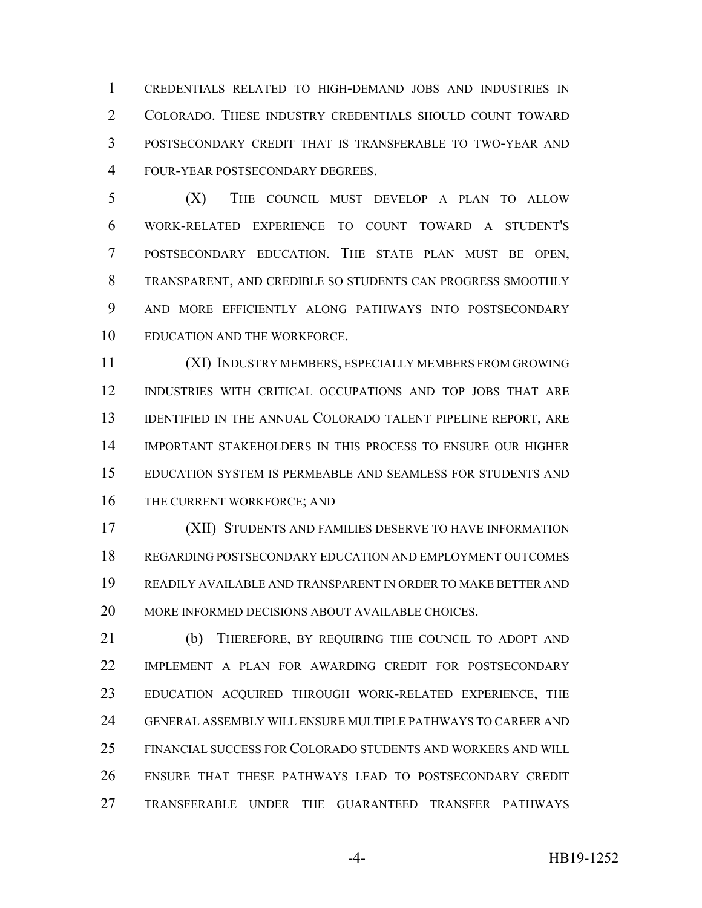CREDENTIALS RELATED TO HIGH-DEMAND JOBS AND INDUSTRIES IN COLORADO. THESE INDUSTRY CREDENTIALS SHOULD COUNT TOWARD POSTSECONDARY CREDIT THAT IS TRANSFERABLE TO TWO-YEAR AND FOUR-YEAR POSTSECONDARY DEGREES.

(X) THE COUNCIL MUST DEVELOP A PLAN TO ALLOW WORK-RELATED EXPERIENCE TO COUNT TOWARD A STUDENT'S POSTSECONDARY EDUCATION. THE STATE PLAN MUST BE OPEN, TRANSPARENT, AND CREDIBLE SO STUDENTS CAN PROGRESS SMOOTHLY AND MORE EFFICIENTLY ALONG PATHWAYS INTO POSTSECONDARY EDUCATION AND THE WORKFORCE.

(XI) INDUSTRY MEMBERS, ESPECIALLY MEMBERS FROM GROWING INDUSTRIES WITH CRITICAL OCCUPATIONS AND TOP JOBS THAT ARE IDENTIFIED IN THE ANNUAL COLORADO TALENT PIPELINE REPORT, ARE IMPORTANT STAKEHOLDERS IN THIS PROCESS TO ENSURE OUR HIGHER EDUCATION SYSTEM IS PERMEABLE AND SEAMLESS FOR STUDENTS AND THE CURRENT WORKFORCE; AND

(XII) STUDENTS AND FAMILIES DESERVE TO HAVE INFORMATION REGARDING POSTSECONDARY EDUCATION AND EMPLOYMENT OUTCOMES READILY AVAILABLE AND TRANSPARENT IN ORDER TO MAKE BETTER AND MORE INFORMED DECISIONS ABOUT AVAILABLE CHOICES.

(b) THEREFORE, BY REQUIRING THE COUNCIL TO ADOPT AND IMPLEMENT A PLAN FOR AWARDING CREDIT FOR POSTSECONDARY EDUCATION ACQUIRED THROUGH WORK-RELATED EXPERIENCE, THE GENERAL ASSEMBLY WILL ENSURE MULTIPLE PATHWAYS TO CAREER AND FINANCIAL SUCCESS FOR COLORADO STUDENTS AND WORKERS AND WILL ENSURE THAT THESE PATHWAYS LEAD TO POSTSECONDARY CREDIT TRANSFERABLE UNDER THE GUARANTEED TRANSFER PATHWAYS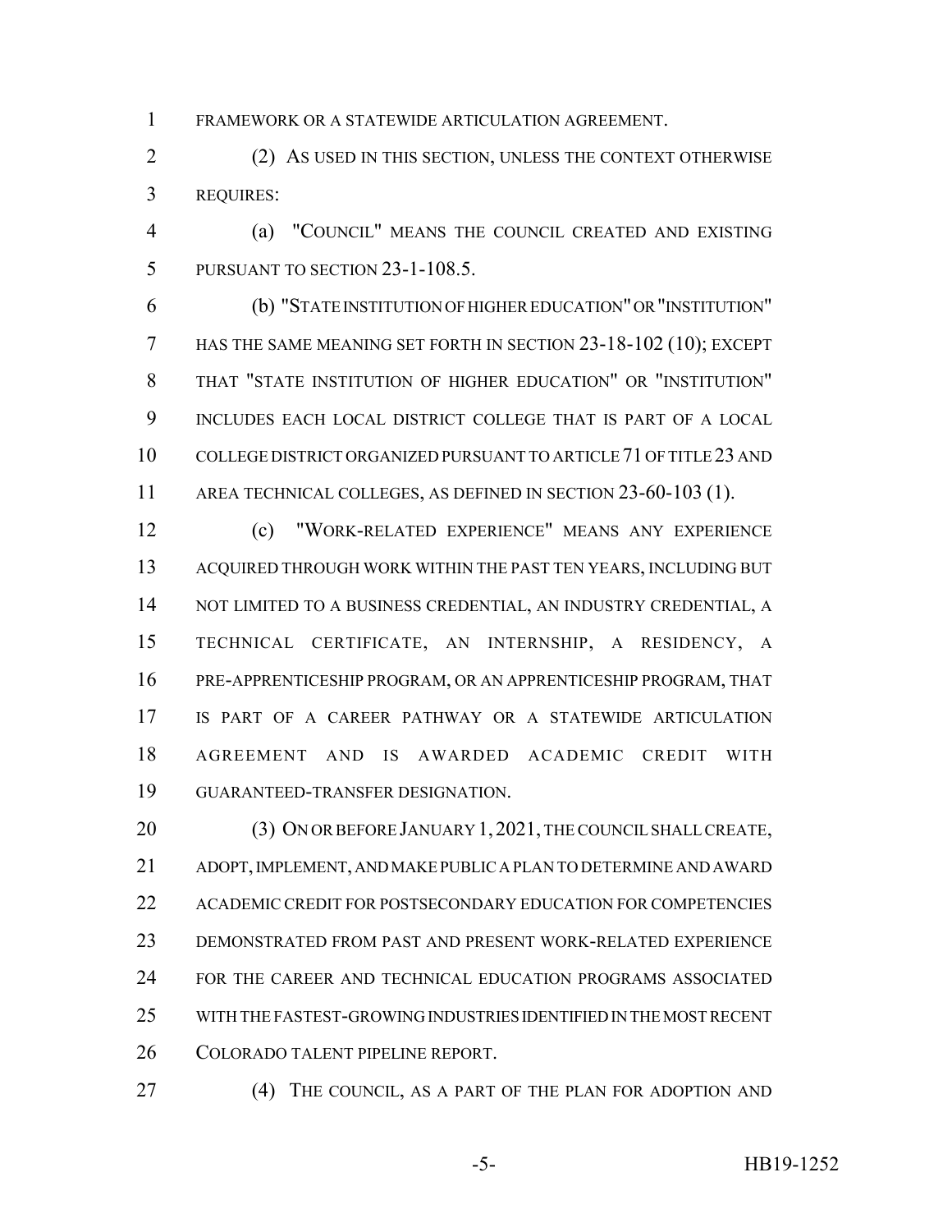FRAMEWORK OR A STATEWIDE ARTICULATION AGREEMENT.

(2) AS USED IN THIS SECTION, UNLESS THE CONTEXT OTHERWISE REQUIRES:

(a) "COUNCIL" MEANS THE COUNCIL CREATED AND EXISTING PURSUANT TO SECTION 23-1-108.5.

(b) "STATE INSTITUTION OF HIGHER EDUCATION" OR "INSTITUTION" HAS THE SAME MEANING SET FORTH IN SECTION 23-18-102 (10); EXCEPT THAT "STATE INSTITUTION OF HIGHER EDUCATION" OR "INSTITUTION" INCLUDES EACH LOCAL DISTRICT COLLEGE THAT IS PART OF A LOCAL COLLEGE DISTRICT ORGANIZED PURSUANT TO ARTICLE 71 OF TITLE 23 AND AREA TECHNICAL COLLEGES, AS DEFINED IN SECTION 23-60-103 (1).

(c) "WORK-RELATED EXPERIENCE" MEANS ANY EXPERIENCE ACQUIRED THROUGH WORK WITHIN THE PAST TEN YEARS, INCLUDING BUT NOT LIMITED TO A BUSINESS CREDENTIAL, AN INDUSTRY CREDENTIAL, A TECHNICAL CERTIFICATE, AN INTERNSHIP, A RESIDENCY, A PRE-APPRENTICESHIP PROGRAM, OR AN APPRENTICESHIP PROGRAM, THAT IS PART OF A CAREER PATHWAY OR A STATEWIDE ARTICULATION AGREEMENT AND IS AWARDED ACADEMIC CREDIT WITH GUARANTEED-TRANSFER DESIGNATION.

(3) ON OR BEFORE JANUARY 1, 2021, THE COUNCIL SHALL CREATE, ADOPT, IMPLEMENT, AND MAKE PUBLIC A PLAN TO DETERMINE AND AWARD ACADEMIC CREDIT FOR POSTSECONDARY EDUCATION FOR COMPETENCIES DEMONSTRATED FROM PAST AND PRESENT WORK-RELATED EXPERIENCE FOR THE CAREER AND TECHNICAL EDUCATION PROGRAMS ASSOCIATED WITH THE FASTEST-GROWING INDUSTRIES IDENTIFIED IN THE MOST RECENT COLORADO TALENT PIPELINE REPORT.

(4) THE COUNCIL, AS A PART OF THE PLAN FOR ADOPTION AND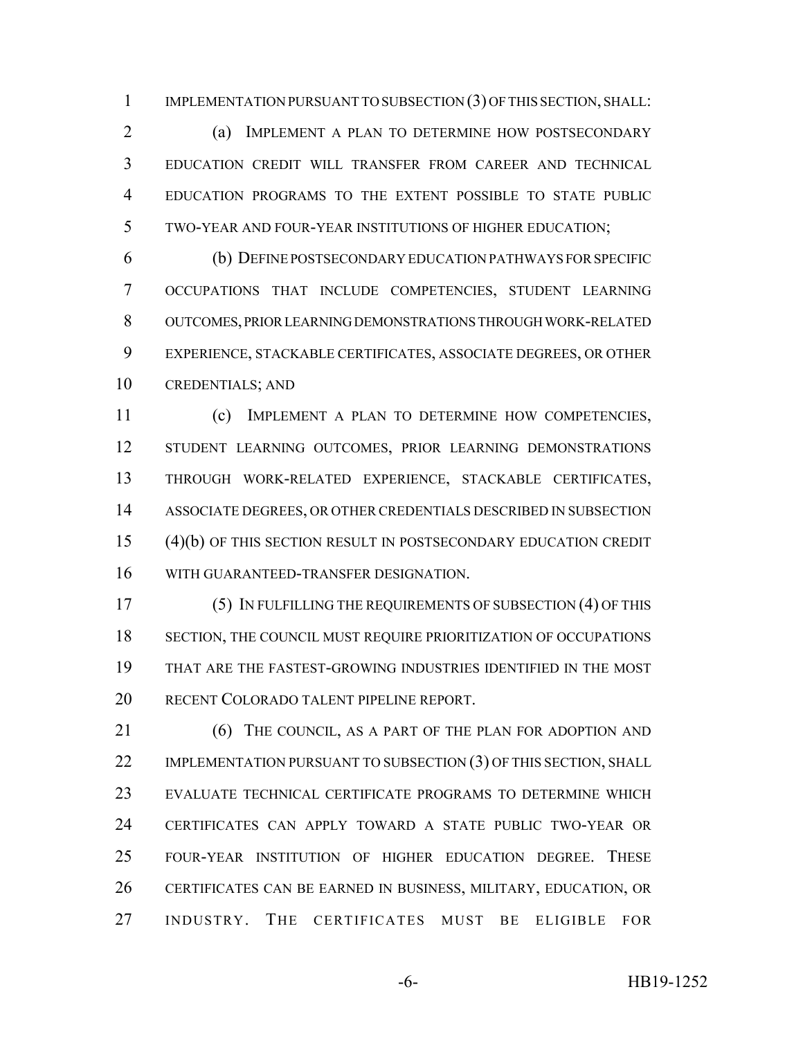IMPLEMENTATION PURSUANT TO SUBSECTION (3) OF THIS SECTION, SHALL:

(a) IMPLEMENT A PLAN TO DETERMINE HOW POSTSECONDARY EDUCATION CREDIT WILL TRANSFER FROM CAREER AND TECHNICAL EDUCATION PROGRAMS TO THE EXTENT POSSIBLE TO STATE PUBLIC TWO-YEAR AND FOUR-YEAR INSTITUTIONS OF HIGHER EDUCATION;

(b) DEFINE POSTSECONDARY EDUCATION PATHWAYS FOR SPECIFIC OCCUPATIONS THAT INCLUDE COMPETENCIES, STUDENT LEARNING OUTCOMES, PRIOR LEARNING DEMONSTRATIONS THROUGH WORK-RELATED EXPERIENCE, STACKABLE CERTIFICATES, ASSOCIATE DEGREES, OR OTHER CREDENTIALS; AND

(c) IMPLEMENT A PLAN TO DETERMINE HOW COMPETENCIES, STUDENT LEARNING OUTCOMES, PRIOR LEARNING DEMONSTRATIONS THROUGH WORK-RELATED EXPERIENCE, STACKABLE CERTIFICATES, ASSOCIATE DEGREES, OR OTHER CREDENTIALS DESCRIBED IN SUBSECTION (4)(b) OF THIS SECTION RESULT IN POSTSECONDARY EDUCATION CREDIT WITH GUARANTEED-TRANSFER DESIGNATION.

(5) IN FULFILLING THE REQUIREMENTS OF SUBSECTION (4) OF THIS SECTION, THE COUNCIL MUST REQUIRE PRIORITIZATION OF OCCUPATIONS THAT ARE THE FASTEST-GROWING INDUSTRIES IDENTIFIED IN THE MOST RECENT COLORADO TALENT PIPELINE REPORT.

(6) THE COUNCIL, AS A PART OF THE PLAN FOR ADOPTION AND IMPLEMENTATION PURSUANT TO SUBSECTION (3) OF THIS SECTION, SHALL EVALUATE TECHNICAL CERTIFICATE PROGRAMS TO DETERMINE WHICH CERTIFICATES CAN APPLY TOWARD A STATE PUBLIC TWO-YEAR OR FOUR-YEAR INSTITUTION OF HIGHER EDUCATION DEGREE. THESE CERTIFICATES CAN BE EARNED IN BUSINESS, MILITARY, EDUCATION, OR INDUSTRY. THE CERTIFICATES MUST BE ELIGIBLE FOR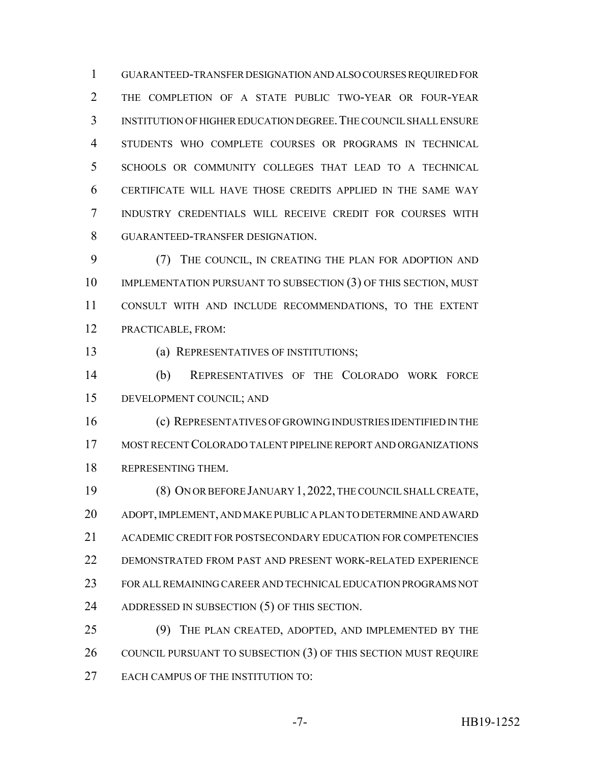GUARANTEED-TRANSFER DESIGNATION AND ALSO COURSES REQUIRED FOR THE COMPLETION OF A STATE PUBLIC TWO-YEAR OR FOUR-YEAR INSTITUTION OF HIGHER EDUCATION DEGREE. THE COUNCIL SHALL ENSURE STUDENTS WHO COMPLETE COURSES OR PROGRAMS IN TECHNICAL SCHOOLS OR COMMUNITY COLLEGES THAT LEAD TO A TECHNICAL CERTIFICATE WILL HAVE THOSE CREDITS APPLIED IN THE SAME WAY INDUSTRY CREDENTIALS WILL RECEIVE CREDIT FOR COURSES WITH GUARANTEED-TRANSFER DESIGNATION.

(7) THE COUNCIL, IN CREATING THE PLAN FOR ADOPTION AND IMPLEMENTATION PURSUANT TO SUBSECTION (3) OF THIS SECTION, MUST CONSULT WITH AND INCLUDE RECOMMENDATIONS, TO THE EXTENT PRACTICABLE, FROM:

(a) REPRESENTATIVES OF INSTITUTIONS;

(b) REPRESENTATIVES OF THE COLORADO WORK FORCE DEVELOPMENT COUNCIL; AND

(c) REPRESENTATIVES OF GROWING INDUSTRIES IDENTIFIED IN THE MOST RECENT COLORADO TALENT PIPELINE REPORT AND ORGANIZATIONS REPRESENTING THEM.

(8) ON OR BEFORE JANUARY 1, 2022, THE COUNCIL SHALL CREATE, ADOPT, IMPLEMENT, AND MAKE PUBLIC A PLAN TO DETERMINE AND AWARD ACADEMIC CREDIT FOR POSTSECONDARY EDUCATION FOR COMPETENCIES DEMONSTRATED FROM PAST AND PRESENT WORK-RELATED EXPERIENCE FOR ALL REMAINING CAREER AND TECHNICAL EDUCATION PROGRAMS NOT ADDRESSED IN SUBSECTION (5) OF THIS SECTION.

(9) THE PLAN CREATED, ADOPTED, AND IMPLEMENTED BY THE COUNCIL PURSUANT TO SUBSECTION (3) OF THIS SECTION MUST REQUIRE EACH CAMPUS OF THE INSTITUTION TO: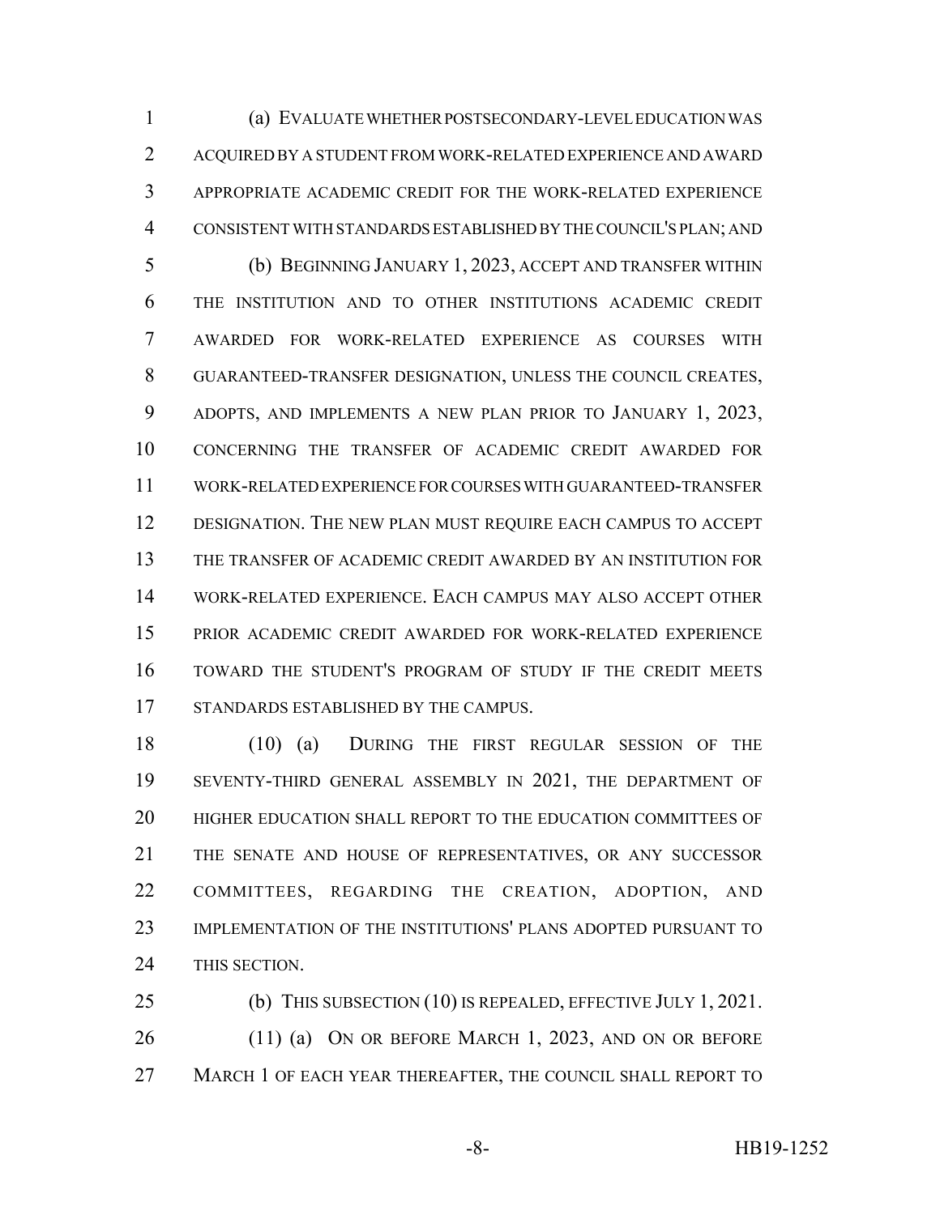(a) EVALUATE WHETHER POSTSECONDARY-LEVEL EDUCATION WAS ACQUIRED BY A STUDENT FROM WORK-RELATED EXPERIENCE AND AWARD APPROPRIATE ACADEMIC CREDIT FOR THE WORK-RELATED EXPERIENCE CONSISTENT WITH STANDARDS ESTABLISHED BY THE COUNCIL'S PLAN; AND

(b) BEGINNING JANUARY 1, 2023, ACCEPT AND TRANSFER WITHIN THE INSTITUTION AND TO OTHER INSTITUTIONS ACADEMIC CREDIT AWARDED FOR WORK-RELATED EXPERIENCE AS COURSES WITH GUARANTEED-TRANSFER DESIGNATION, UNLESS THE COUNCIL CREATES, ADOPTS, AND IMPLEMENTS A NEW PLAN PRIOR TO JANUARY 1, 2023, CONCERNING THE TRANSFER OF ACADEMIC CREDIT AWARDED FOR WORK-RELATED EXPERIENCE FOR COURSES WITH GUARANTEED-TRANSFER DESIGNATION. THE NEW PLAN MUST REQUIRE EACH CAMPUS TO ACCEPT THE TRANSFER OF ACADEMIC CREDIT AWARDED BY AN INSTITUTION FOR WORK-RELATED EXPERIENCE. EACH CAMPUS MAY ALSO ACCEPT OTHER PRIOR ACADEMIC CREDIT AWARDED FOR WORK-RELATED EXPERIENCE TOWARD THE STUDENT'S PROGRAM OF STUDY IF THE CREDIT MEETS STANDARDS ESTABLISHED BY THE CAMPUS.

(10) (a) DURING THE FIRST REGULAR SESSION OF THE SEVENTY-THIRD GENERAL ASSEMBLY IN 2021, THE DEPARTMENT OF HIGHER EDUCATION SHALL REPORT TO THE EDUCATION COMMITTEES OF THE SENATE AND HOUSE OF REPRESENTATIVES, OR ANY SUCCESSOR COMMITTEES, REGARDING THE CREATION, ADOPTION, AND IMPLEMENTATION OF THE INSTITUTIONS' PLANS ADOPTED PURSUANT TO THIS SECTION.

(b) THIS SUBSECTION (10) IS REPEALED, EFFECTIVE JULY 1, 2021.

(11) (a) ON OR BEFORE MARCH 1, 2023, AND ON OR BEFORE MARCH 1 OF EACH YEAR THEREAFTER, THE COUNCIL SHALL REPORT TO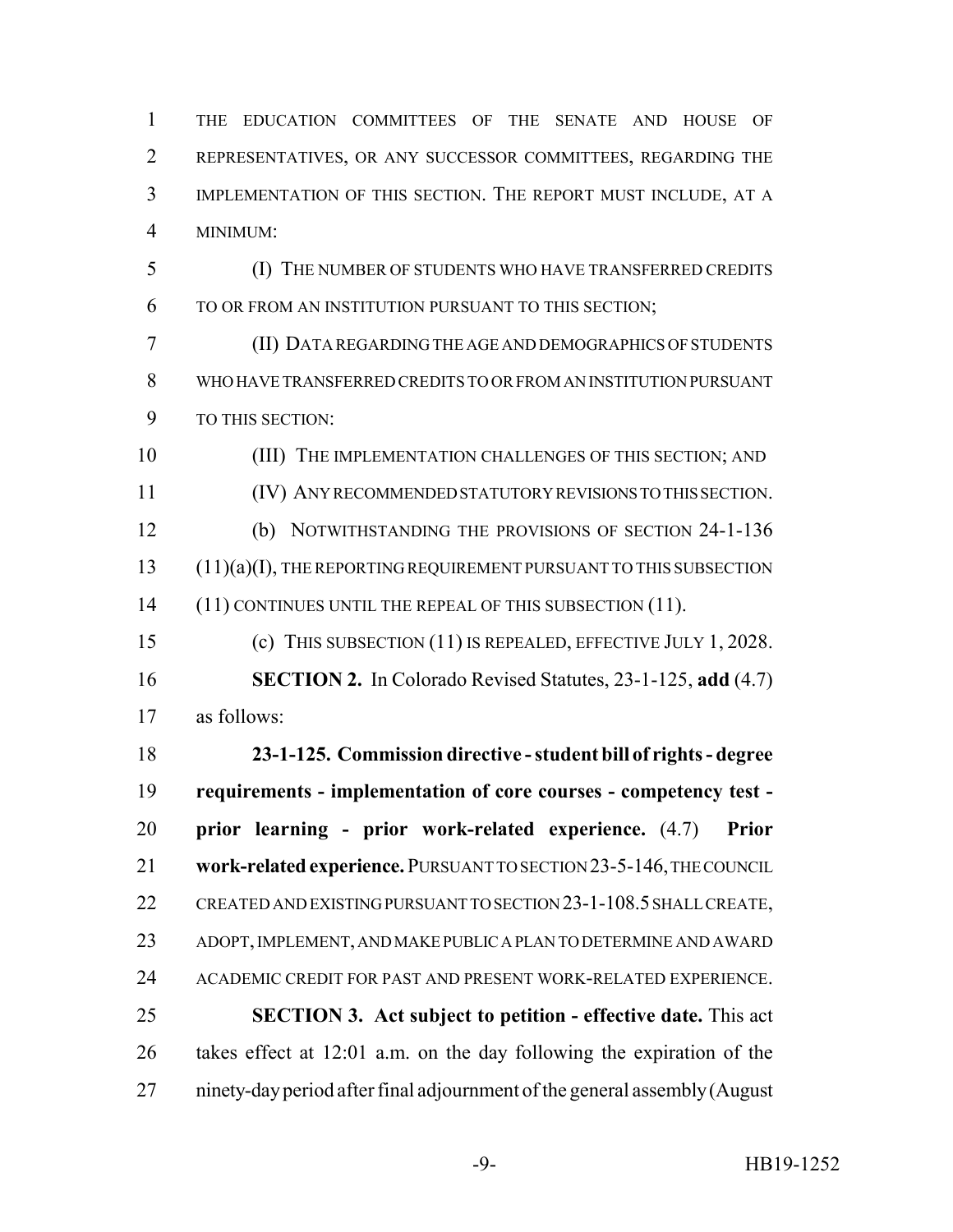THE EDUCATION COMMITTEES OF THE SENATE AND HOUSE OF REPRESENTATIVES, OR ANY SUCCESSOR COMMITTEES, REGARDING THE IMPLEMENTATION OF THIS SECTION. THE REPORT MUST INCLUDE, AT A MINIMUM:

(I) THE NUMBER OF STUDENTS WHO HAVE TRANSFERRED CREDITS TO OR FROM AN INSTITUTION PURSUANT TO THIS SECTION;

(II) DATA REGARDING THE AGE AND DEMOGRAPHICS OF STUDENTS WHO HAVE TRANSFERRED CREDITS TO OR FROM AN INSTITUTION PURSUANT TO THIS SECTION:

(III) THE IMPLEMENTATION CHALLENGES OF THIS SECTION; AND

(IV) ANY RECOMMENDED STATUTORY REVISIONS TO THIS SECTION.

(b) NOTWITHSTANDING THE PROVISIONS OF SECTION 24-1-136 (11)(a)(I), THE REPORTING REQUIREMENT PURSUANT TO THIS SUBSECTION (11) CONTINUES UNTIL THE REPEAL OF THIS SUBSECTION (11).

(c) THIS SUBSECTION (11) IS REPEALED, EFFECTIVE JULY 1, 2028.

**SECTION 2.** In Colorado Revised Statutes, 23-1-125, **add** (4.7) as follows:

**23-1-125. Commission directive - student bill of rights - degree requirements - implementation of core courses - competency test - prior learning - prior work-related experience.** (4.7) **Prior work-related experience.** PURSUANT TO SECTION 23-5-146, THE COUNCIL CREATED AND EXISTING PURSUANT TO SECTION 23-1-108.5 SHALL CREATE, ADOPT, IMPLEMENT, AND MAKE PUBLIC A PLAN TO DETERMINE AND AWARD ACADEMIC CREDIT FOR PAST AND PRESENT WORK-RELATED EXPERIENCE.

**SECTION 3. Act subject to petition - effective date.** This act takes effect at 12:01 a.m. on the day following the expiration of the ninety-day period after final adjournment of the general assembly (August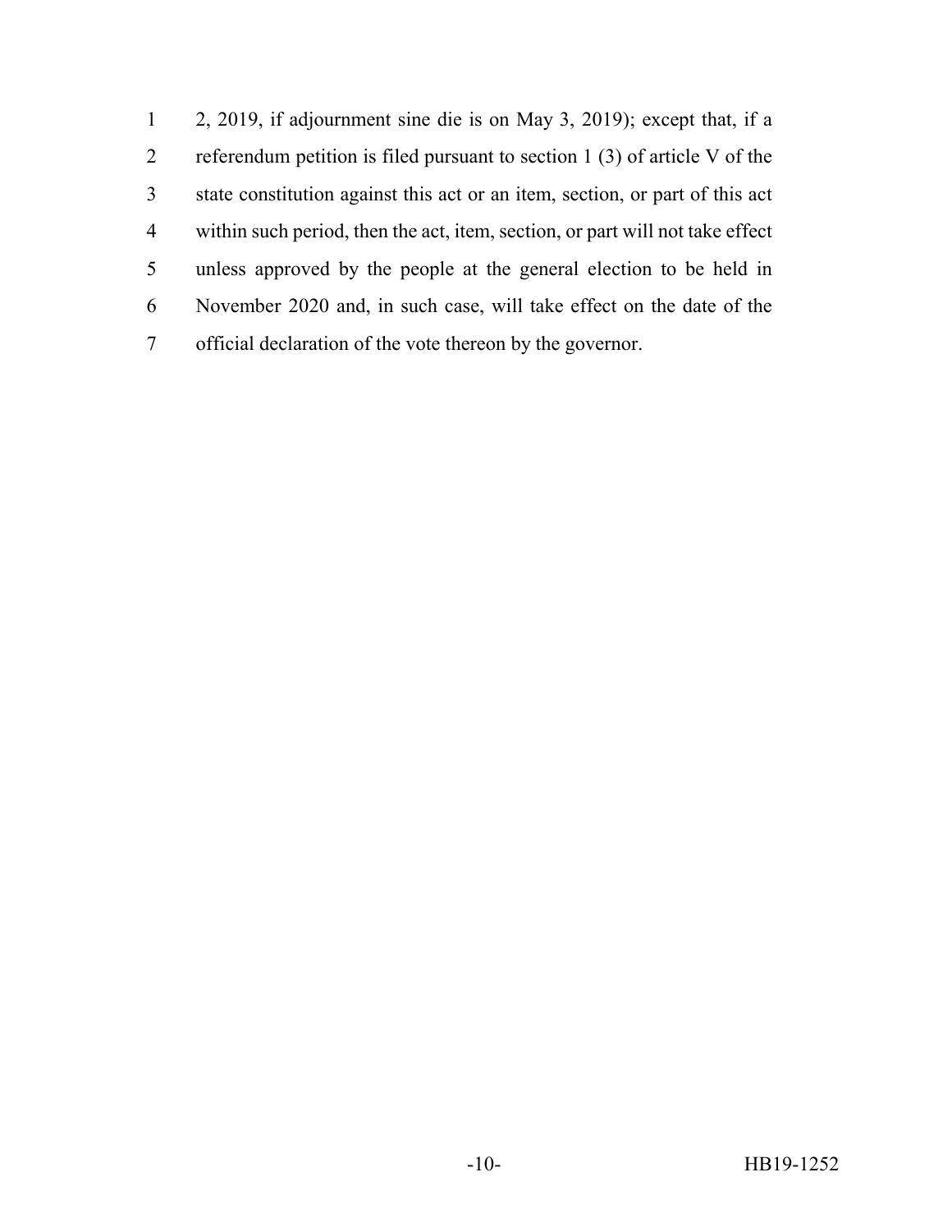2, 2019, if adjournment sine die is on May 3, 2019); except that, if a referendum petition is filed pursuant to section 1 (3) of article V of the state constitution against this act or an item, section, or part of this act within such period, then the act, item, section, or part will not take effect unless approved by the people at the general election to be held in November 2020 and, in such case, will take effect on the date of the official declaration of the vote thereon by the governor.